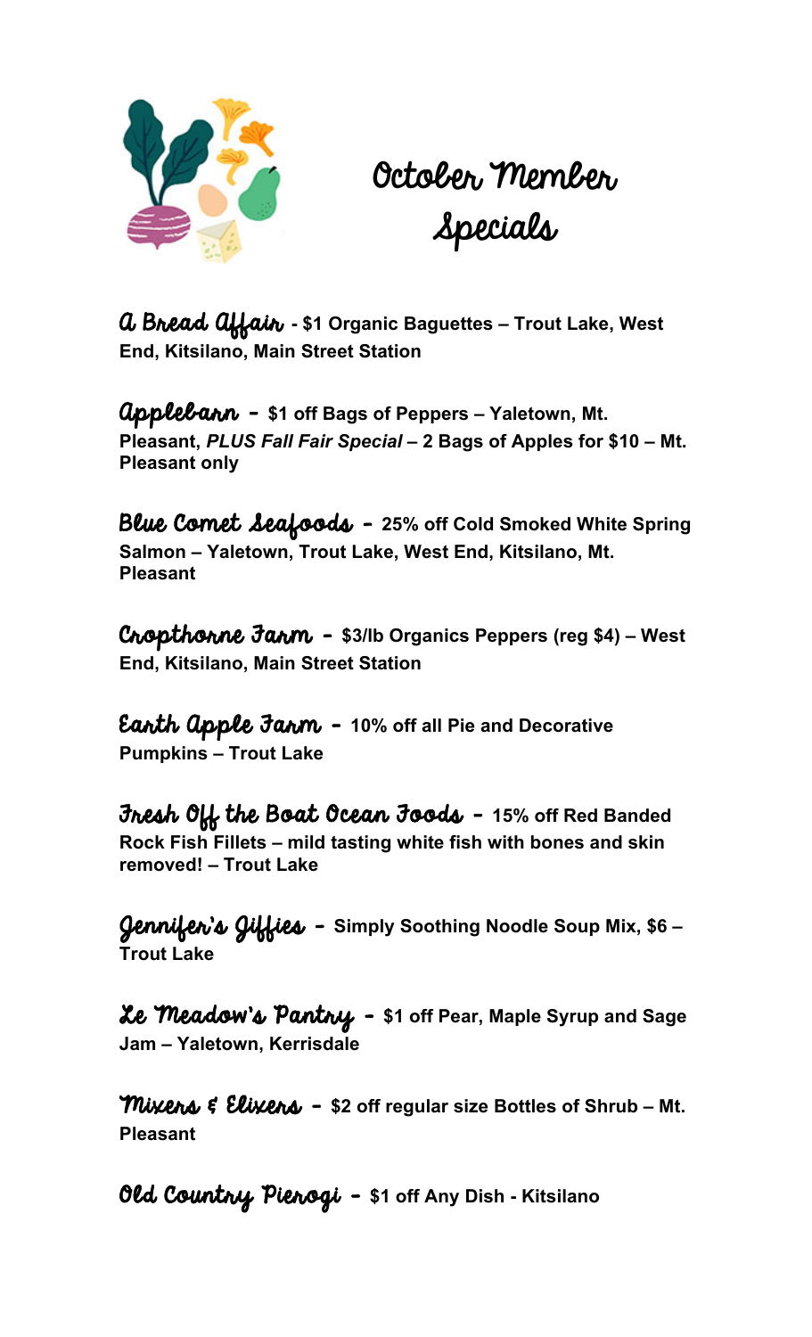# October Member Specials

**A Bread Affair** - **$1 Organic Baguettes – Trout Lake, West End, Kitsilano, Main Street Station**

**Applebarn** - **$1 off Bags of Peppers – Yaletown, Mt. Pleasant,** ***PLUS Fall Fair Special*** **– 2 Bags of Apples for $10 – Mt. Pleasant only**

**Blue Comet Seafoods** - **25% off Cold Smoked White Spring Salmon – Yaletown, Trout Lake, West End, Kitsilano, Mt. Pleasant**

**Cropthorne Farm** - **$3/lb Organics Peppers (reg $4) – West End, Kitsilano, Main Street Station**

**Earth Apple Farm** - **10% off all Pie and Decorative Pumpkins – Trout Lake**

**Fresh Off the Boat Ocean Foods** - **15% off Red Banded Rock Fish Fillets – mild tasting white fish with bones and skin removed! – Trout Lake**

**Jennifer's Jiffies** - **Simply Soothing Noodle Soup Mix, $6 – Trout Lake**

**Le Meadow's Pantry** - **$1 off Pear, Maple Syrup and Sage Jam – Yaletown, Kerrisdale**

**Mixers & Elixers** - **$2 off regular size Bottles of Shrub – Mt. Pleasant**

**Old Country Pierogi** - **$1 off Any Dish - Kitsilano**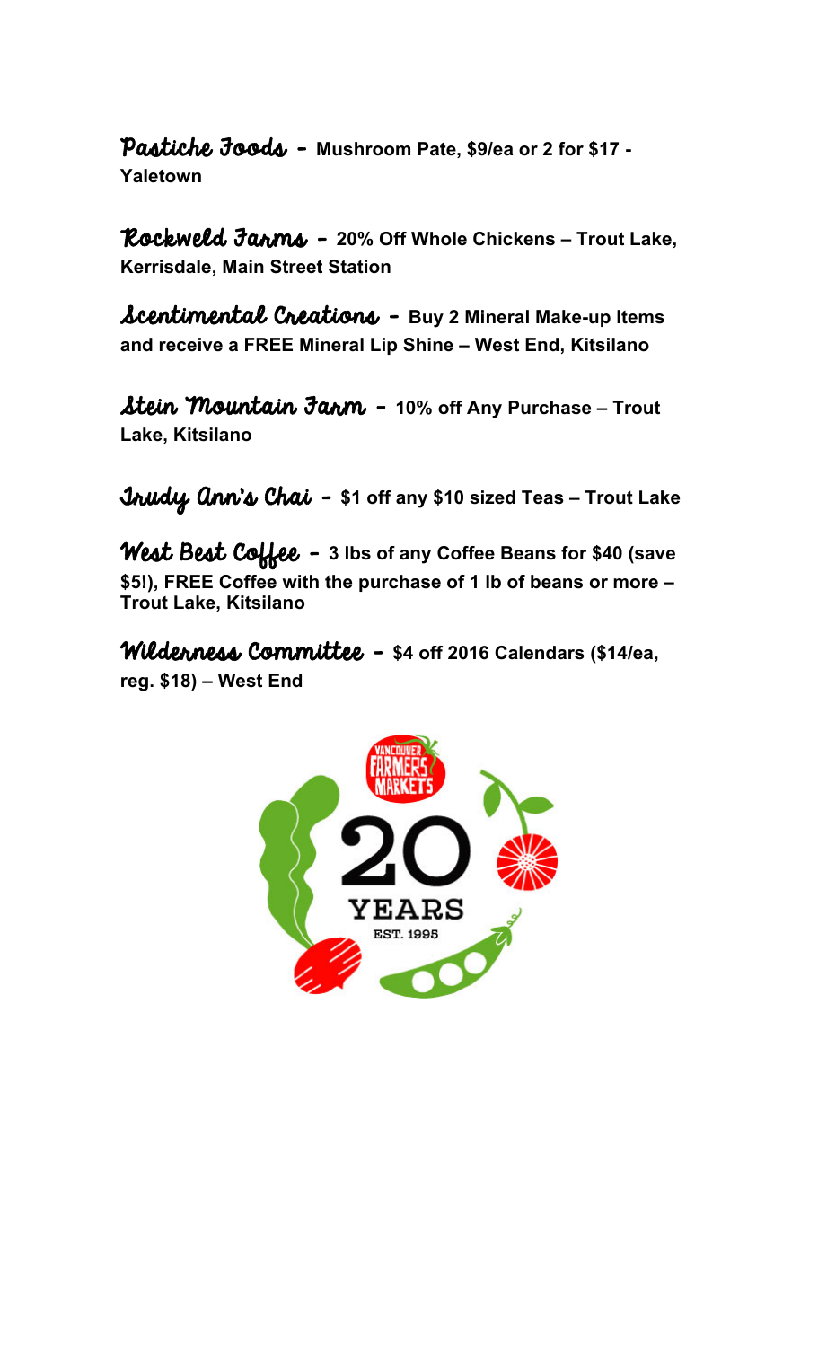**Pastiche Foods** - Mushroom Pate, $9/ea or 2 for $17 - Yaletown

**Rockweld Farms** – 20% Off Whole Chickens – Trout Lake, Kerrisdale, Main Street Station

**Scentimental Creations** - Buy 2 Mineral Make-up Items and receive a FREE Mineral Lip Shine – West End, Kitsilano

**Stein Mountain Farm** - 10% off Any Purchase – Trout Lake, Kitsilano

**Trudy Ann's Chai** - $1 off any $10 sized Teas – Trout Lake

**West Best Coffee** - 3 lbs of any Coffee Beans for $40 (save $5!), FREE Coffee with the purchase of 1 lb of beans or more – Trout Lake, Kitsilano

**Wilderness Committee** - $4 off 2016 Calendars ($14/ea, reg. $18) – West End

VANCOUVER FARMERS MARKETS

20 YEARS

EST. 1995